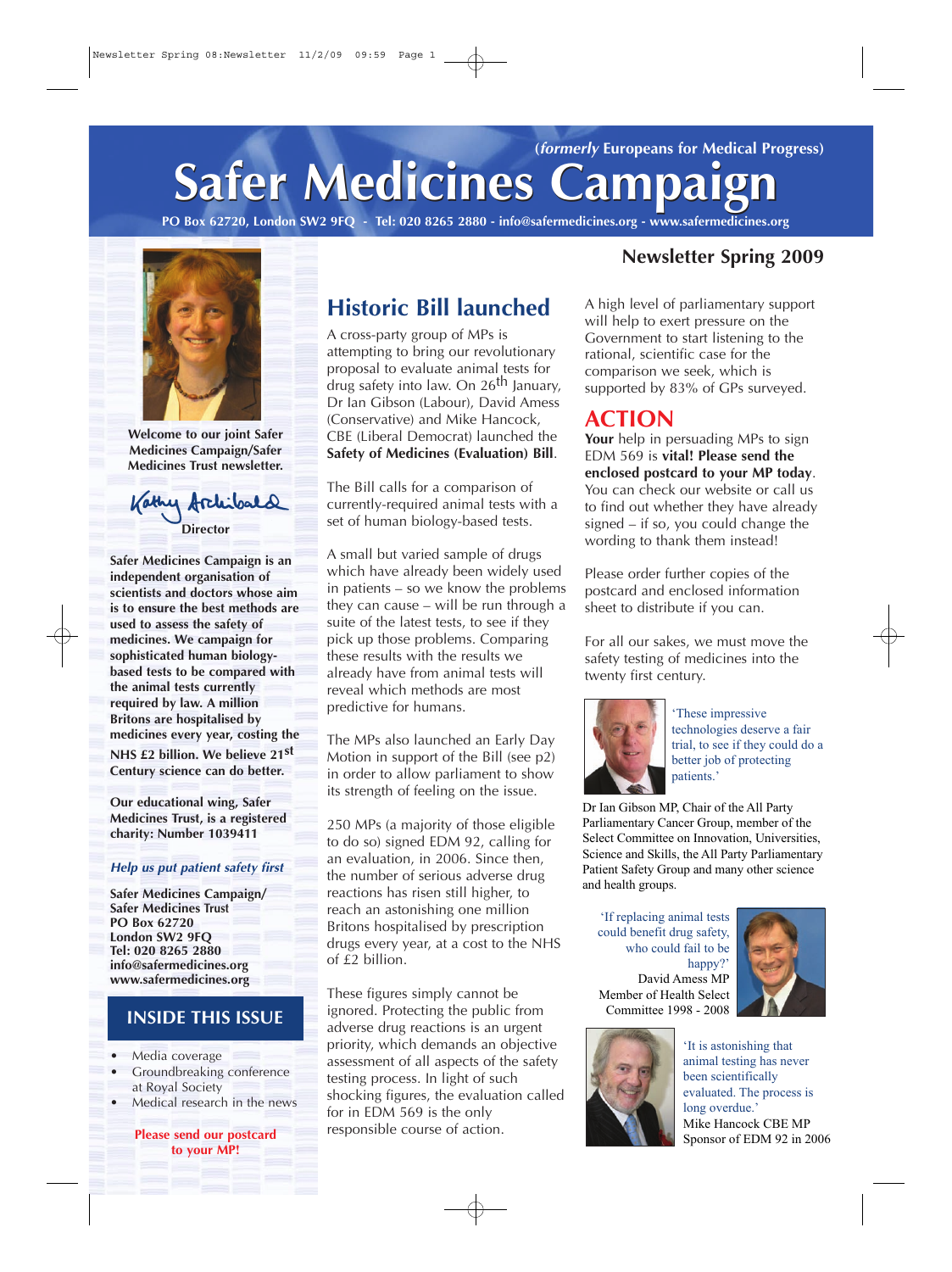(*formerly* Europeans for Medical Progress)

# Safer Medicines Campaign

**PO Box 62720, London SW2 9FQ - Tel: 020 8265 2880 - info@safermedicines.org - www.safermedicines.org**

**Newsletter Spring 2009**

**Welcome to our joint Safer Medicines Campaign/Safer Medicines Trust newsletter.**

Kathy Archibald
**Director**

**Safer Medicines Campaign is an independent organisation of scientists and doctors whose aim is to ensure the best methods are used to assess the safety of medicines. We campaign for sophisticated human biology-based tests to be compared with the animal tests currently required by law. A million Britons are hospitalised by medicines every year, costing the NHS £2 billion. We believe 21st Century science can do better.**

**Our educational wing, Safer Medicines Trust, is a registered charity: Number 1039411**

***Help us put patient safety first***

**Safer Medicines Campaign/
Safer Medicines Trust
PO Box 62720
London SW2 9FQ
Tel: 020 8265 2880
info@safermedicines.org
www.safermedicines.org**

## INSIDE THIS ISSUE

- Media coverage
- Groundbreaking conference at Royal Society
- Medical research in the news

**Please send our postcard to your MP!**

## Historic Bill launched

A cross-party group of MPs is attempting to bring our revolutionary proposal to evaluate animal tests for drug safety into law. On 26th January, Dr Ian Gibson (Labour), David Amess (Conservative) and Mike Hancock, CBE (Liberal Democrat) launched the **Safety of Medicines (Evaluation) Bill**.

The Bill calls for a comparison of currently-required animal tests with a set of human biology-based tests.

A small but varied sample of drugs which have already been widely used in patients – so we know the problems they can cause – will be run through a suite of the latest tests, to see if they pick up those problems. Comparing these results with the results we already have from animal tests will reveal which methods are most predictive for humans.

The MPs also launched an Early Day Motion in support of the Bill (see p2) in order to allow parliament to show its strength of feeling on the issue.

250 MPs (a majority of those eligible to do so) signed EDM 92, calling for an evaluation, in 2006. Since then, the number of serious adverse drug reactions has risen still higher, to reach an astonishing one million Britons hospitalised by prescription drugs every year, at a cost to the NHS of £2 billion.

These figures simply cannot be ignored. Protecting the public from adverse drug reactions is an urgent priority, which demands an objective assessment of all aspects of the safety testing process. In light of such shocking figures, the evaluation called for in EDM 569 is the only responsible course of action.

A high level of parliamentary support will help to exert pressure on the Government to start listening to the rational, scientific case for the comparison we seek, which is supported by 83% of GPs surveyed.

## ACTION

**Your** help in persuading MPs to sign EDM 569 is **vital! Please send the enclosed postcard to your MP today**. You can check our website or call us to find out whether they have already signed – if so, you could change the wording to thank them instead!

Please order further copies of the postcard and enclosed information sheet to distribute if you can.

For all our sakes, we must move the safety testing of medicines into the twenty first century.

'These impressive technologies deserve a fair trial, to see if they could do a better job of protecting patients.'

Dr Ian Gibson MP, Chair of the All Party Parliamentary Cancer Group, member of the Select Committee on Innovation, Universities, Science and Skills, the All Party Parliamentary Patient Safety Group and many other science and health groups.

'If replacing animal tests could benefit drug safety, who could fail to be happy?'
David Amess MP
Member of Health Select Committee 1998 - 2008

'It is astonishing that animal testing has never been scientifically evaluated. The process is long overdue.'
Mike Hancock CBE MP
Sponsor of EDM 92 in 2006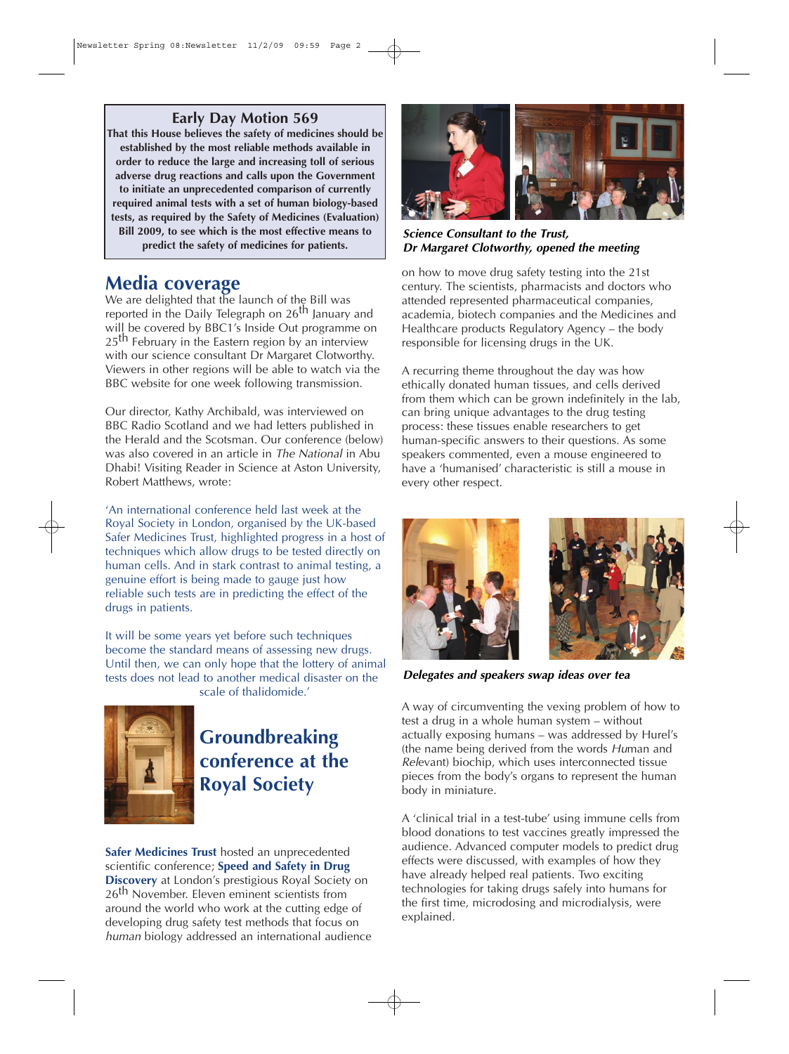## Early Day Motion 569

**That this House believes the safety of medicines should be established by the most reliable methods available in order to reduce the large and increasing toll of serious adverse drug reactions and calls upon the Government to initiate an unprecedented comparison of currently required animal tests with a set of human biology-based tests, as required by the Safety of Medicines (Evaluation) Bill 2009, to see which is the most effective means to predict the safety of medicines for patients.**

## Media coverage

We are delighted that the launch of the Bill was reported in the Daily Telegraph on 26th January and will be covered by BBC1's Inside Out programme on 25th February in the Eastern region by an interview with our science consultant Dr Margaret Clotworthy. Viewers in other regions will be able to watch via the BBC website for one week following transmission.

Our director, Kathy Archibald, was interviewed on BBC Radio Scotland and we had letters published in the Herald and the Scotsman. Our conference (below) was also covered in an article in *The National* in Abu Dhabi! Visiting Reader in Science at Aston University, Robert Matthews, wrote:

'An international conference held last week at the Royal Society in London, organised by the UK-based Safer Medicines Trust, highlighted progress in a host of techniques which allow drugs to be tested directly on human cells. And in stark contrast to animal testing, a genuine effort is being made to gauge just how reliable such tests are in predicting the effect of the drugs in patients.

It will be some years yet before such techniques become the standard means of assessing new drugs. Until then, we can only hope that the lottery of animal tests does not lead to another medical disaster on the scale of thalidomide.'

## Groundbreaking conference at the Royal Society

**Safer Medicines Trust** hosted an unprecedented scientific conference; **Speed and Safety in Drug Discovery** at London's prestigious Royal Society on 26th November. Eleven eminent scientists from around the world who work at the cutting edge of developing drug safety test methods that focus on *human* biology addressed an international audience on how to move drug safety testing into the 21st century. The scientists, pharmacists and doctors who attended represented pharmaceutical companies, academia, biotech companies and the Medicines and Healthcare products Regulatory Agency – the body responsible for licensing drugs in the UK.

***Science Consultant to the Trust, Dr Margaret Clotworthy, opened the meeting***

A recurring theme throughout the day was how ethically donated human tissues, and cells derived from them which can be grown indefinitely in the lab, can bring unique advantages to the drug testing process: these tissues enable researchers to get human-specific answers to their questions. As some speakers commented, even a mouse engineered to have a 'humanised' characteristic is still a mouse in every other respect.

***Delegates and speakers swap ideas over tea***

A way of circumventing the vexing problem of how to test a drug in a whole human system – without actually exposing humans – was addressed by Hurel's (the name being derived from the words *Hu*man and *Rel*evant) biochip, which uses interconnected tissue pieces from the body's organs to represent the human body in miniature.

A 'clinical trial in a test-tube' using immune cells from blood donations to test vaccines greatly impressed the audience. Advanced computer models to predict drug effects were discussed, with examples of how they have already helped real patients. Two exciting technologies for taking drugs safely into humans for the first time, microdosing and microdialysis, were explained.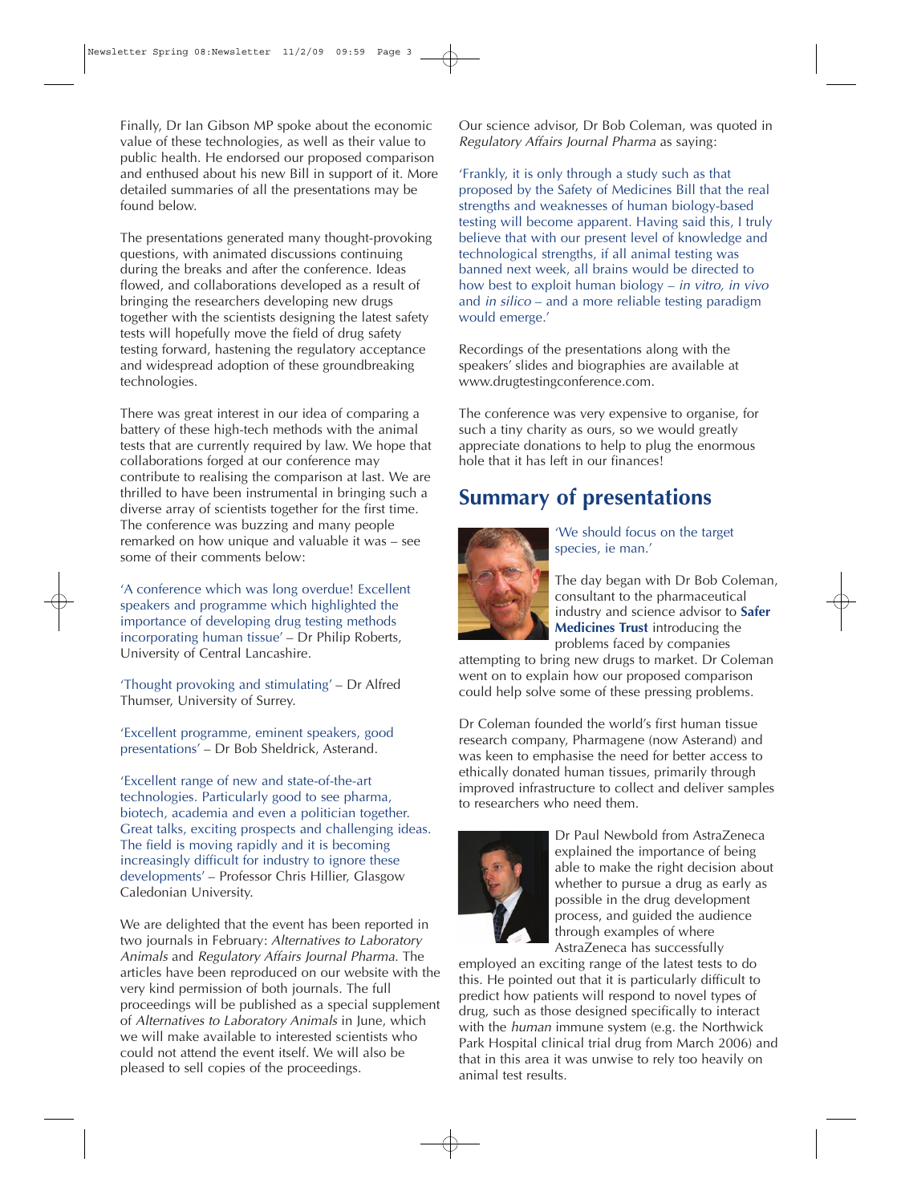Finally, Dr Ian Gibson MP spoke about the economic value of these technologies, as well as their value to public health. He endorsed our proposed comparison and enthused about his new Bill in support of it. More detailed summaries of all the presentations may be found below.

The presentations generated many thought-provoking questions, with animated discussions continuing during the breaks and after the conference. Ideas flowed, and collaborations developed as a result of bringing the researchers developing new drugs together with the scientists designing the latest safety tests will hopefully move the field of drug safety testing forward, hastening the regulatory acceptance and widespread adoption of these groundbreaking technologies.

There was great interest in our idea of comparing a battery of these high-tech methods with the animal tests that are currently required by law. We hope that collaborations forged at our conference may contribute to realising the comparison at last. We are thrilled to have been instrumental in bringing such a diverse array of scientists together for the first time. The conference was buzzing and many people remarked on how unique and valuable it was – see some of their comments below:

'A conference which was long overdue! Excellent speakers and programme which highlighted the importance of developing drug testing methods incorporating human tissue' – Dr Philip Roberts, University of Central Lancashire.

'Thought provoking and stimulating' – Dr Alfred Thumser, University of Surrey.

'Excellent programme, eminent speakers, good presentations' – Dr Bob Sheldrick, Asterand.

'Excellent range of new and state-of-the-art technologies. Particularly good to see pharma, biotech, academia and even a politician together. Great talks, exciting prospects and challenging ideas. The field is moving rapidly and it is becoming increasingly difficult for industry to ignore these developments' – Professor Chris Hillier, Glasgow Caledonian University.

We are delighted that the event has been reported in two journals in February: *Alternatives to Laboratory Animals* and *Regulatory Affairs Journal Pharma.* The articles have been reproduced on our website with the very kind permission of both journals. The full proceedings will be published as a special supplement of *Alternatives to Laboratory Animals* in June, which we will make available to interested scientists who could not attend the event itself. We will also be pleased to sell copies of the proceedings.

Our science advisor, Dr Bob Coleman, was quoted in *Regulatory Affairs Journal Pharma* as saying:

'Frankly, it is only through a study such as that proposed by the Safety of Medicines Bill that the real strengths and weaknesses of human biology-based testing will become apparent. Having said this, I truly believe that with our present level of knowledge and technological strengths, if all animal testing was banned next week, all brains would be directed to how best to exploit human biology – *in vitro, in vivo* and *in silico* – and a more reliable testing paradigm would emerge.'

Recordings of the presentations along with the speakers' slides and biographies are available at www.drugtestingconference.com.

The conference was very expensive to organise, for such a tiny charity as ours, so we would greatly appreciate donations to help to plug the enormous hole that it has left in our finances!

## Summary of presentations

'We should focus on the target species, ie man.'

The day began with Dr Bob Coleman, consultant to the pharmaceutical industry and science advisor to **Safer Medicines Trust** introducing the problems faced by companies attempting to bring new drugs to market. Dr Coleman went on to explain how our proposed comparison could help solve some of these pressing problems.

Dr Coleman founded the world's first human tissue research company, Pharmagene (now Asterand) and was keen to emphasise the need for better access to ethically donated human tissues, primarily through improved infrastructure to collect and deliver samples to researchers who need them.

Dr Paul Newbold from AstraZeneca explained the importance of being able to make the right decision about whether to pursue a drug as early as possible in the drug development process, and guided the audience through examples of where AstraZeneca has successfully employed an exciting range of the latest tests to do this. He pointed out that it is particularly difficult to predict how patients will respond to novel types of drug, such as those designed specifically to interact with the *human* immune system (e.g. the Northwick Park Hospital clinical trial drug from March 2006) and that in this area it was unwise to rely too heavily on animal test results.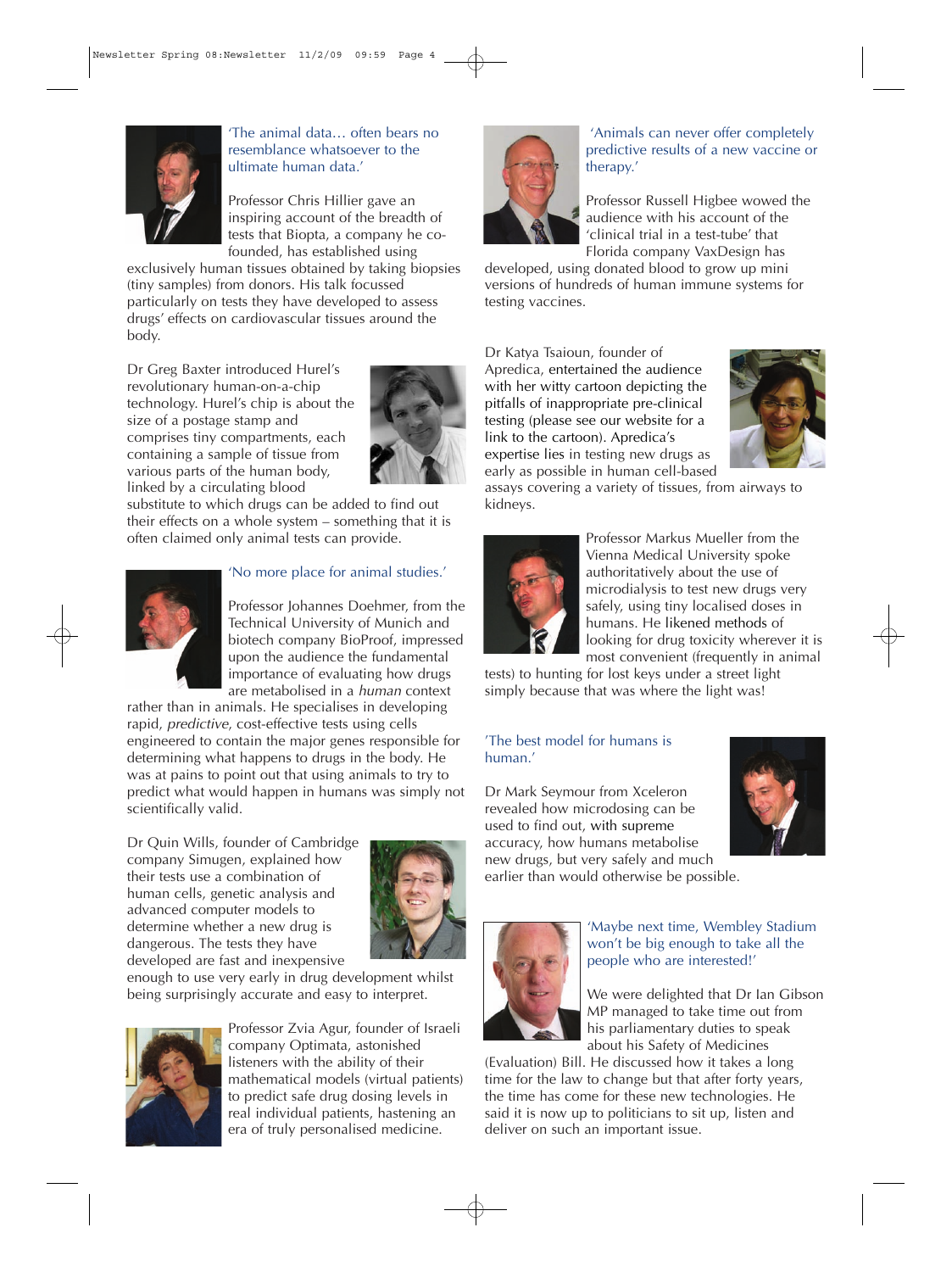'The animal data… often bears no resemblance whatsoever to the ultimate human data.'

Professor Chris Hillier gave an inspiring account of the breadth of tests that Biopta, a company he co-founded, has established using exclusively human tissues obtained by taking biopsies (tiny samples) from donors. His talk focussed particularly on tests they have developed to assess drugs' effects on cardiovascular tissues around the body.

Dr Greg Baxter introduced Hurel's revolutionary human-on-a-chip technology. Hurel's chip is about the size of a postage stamp and comprises tiny compartments, each containing a sample of tissue from various parts of the human body, linked by a circulating blood substitute to which drugs can be added to find out their effects on a whole system – something that it is often claimed only animal tests can provide.

'No more place for animal studies.'

Professor Johannes Doehmer, from the Technical University of Munich and biotech company BioProof, impressed upon the audience the fundamental importance of evaluating how drugs are metabolised in a *human* context rather than in animals. He specialises in developing rapid, *predictive*, cost-effective tests using cells engineered to contain the major genes responsible for determining what happens to drugs in the body. He was at pains to point out that using animals to try to predict what would happen in humans was simply not scientifically valid.

Dr Quin Wills, founder of Cambridge company Simugen, explained how their tests use a combination of human cells, genetic analysis and advanced computer models to determine whether a new drug is dangerous. The tests they have developed are fast and inexpensive enough to use very early in drug development whilst being surprisingly accurate and easy to interpret.

Professor Zvia Agur, founder of Israeli company Optimata, astonished listeners with the ability of their mathematical models (virtual patients) to predict safe drug dosing levels in real individual patients, hastening an era of truly personalised medicine.

'Animals can never offer completely predictive results of a new vaccine or therapy.'

Professor Russell Higbee wowed the audience with his account of the 'clinical trial in a test-tube' that Florida company VaxDesign has developed, using donated blood to grow up mini versions of hundreds of human immune systems for testing vaccines.

Dr Katya Tsaioun, founder of Apredica, entertained the audience with her witty cartoon depicting the pitfalls of inappropriate pre-clinical testing (please see our website for a link to the cartoon). Apredica's expertise lies in testing new drugs as early as possible in human cell-based assays covering a variety of tissues, from airways to kidneys.

Professor Markus Mueller from the Vienna Medical University spoke authoritatively about the use of microdialysis to test new drugs very safely, using tiny localised doses in humans. He likened methods of looking for drug toxicity wherever it is most convenient (frequently in animal tests) to hunting for lost keys under a street light simply because that was where the light was!

'The best model for humans is human.'

Dr Mark Seymour from Xceleron revealed how microdosing can be used to find out, with supreme accuracy, how humans metabolise new drugs, but very safely and much earlier than would otherwise be possible.

'Maybe next time, Wembley Stadium won't be big enough to take all the people who are interested!'

We were delighted that Dr Ian Gibson MP managed to take time out from his parliamentary duties to speak about his Safety of Medicines (Evaluation) Bill. He discussed how it takes a long time for the law to change but that after forty years, the time has come for these new technologies. He said it is now up to politicians to sit up, listen and deliver on such an important issue.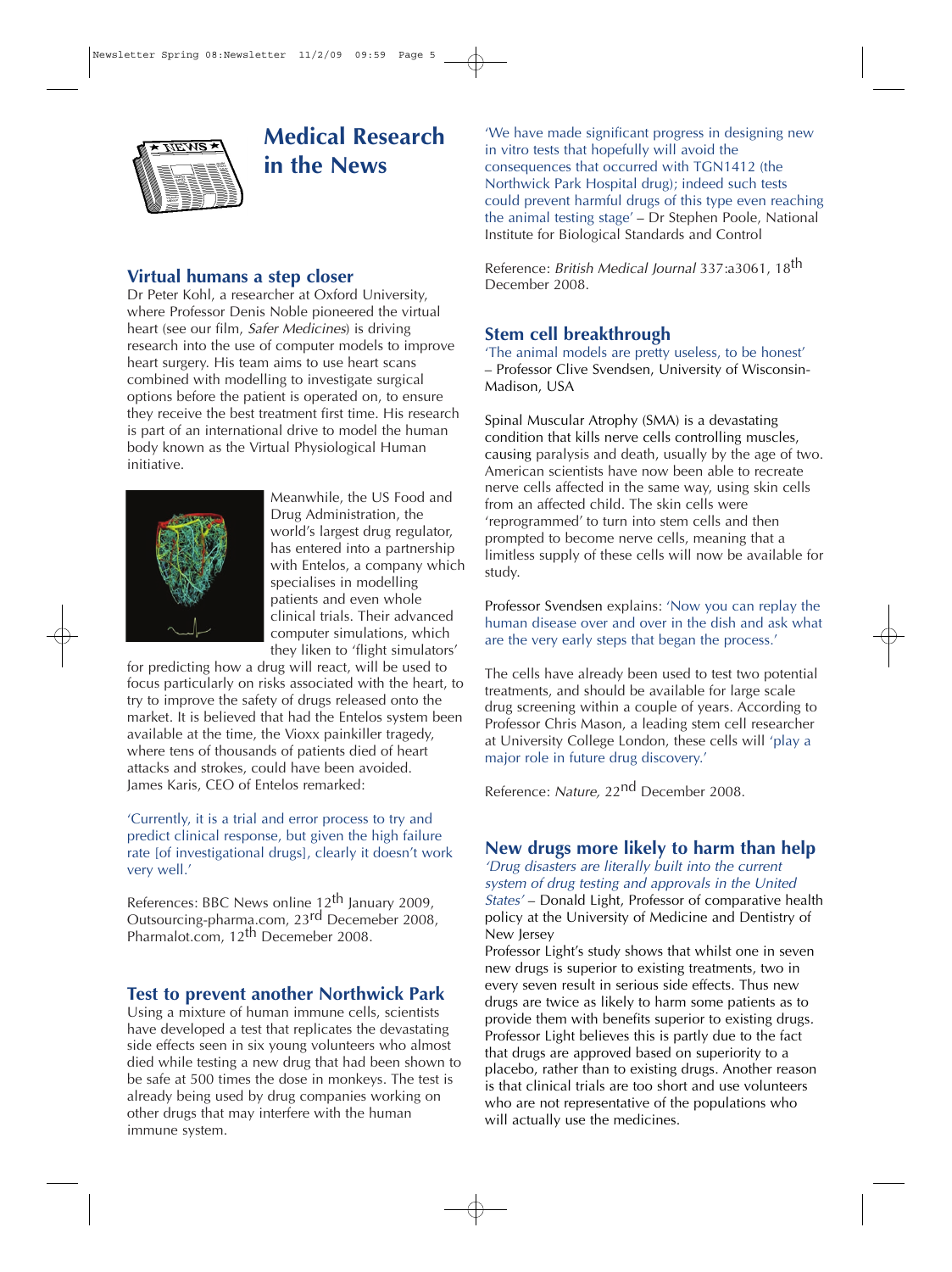# Medical Research in the News

## Virtual humans a step closer

Dr Peter Kohl, a researcher at Oxford University, where Professor Denis Noble pioneered the virtual heart (see our film, *Safer Medicines*) is driving research into the use of computer models to improve heart surgery. His team aims to use heart scans combined with modelling to investigate surgical options before the patient is operated on, to ensure they receive the best treatment first time. His research is part of an international drive to model the human body known as the Virtual Physiological Human initiative.

Meanwhile, the US Food and Drug Administration, the world's largest drug regulator, has entered into a partnership with Entelos, a company which specialises in modelling patients and even whole clinical trials. Their advanced computer simulations, which they liken to 'flight simulators' for predicting how a drug will react, will be used to focus particularly on risks associated with the heart, to try to improve the safety of drugs released onto the market. It is believed that had the Entelos system been available at the time, the Vioxx painkiller tragedy, where tens of thousands of patients died of heart attacks and strokes, could have been avoided. James Karis, CEO of Entelos remarked:

'Currently, it is a trial and error process to try and predict clinical response, but given the high failure rate [of investigational drugs], clearly it doesn't work very well.'

References: BBC News online 12th January 2009, Outsourcing-pharma.com, 23rd Decemeber 2008, Pharmalot.com, 12th Decemeber 2008.

## Test to prevent another Northwick Park

Using a mixture of human immune cells, scientists have developed a test that replicates the devastating side effects seen in six young volunteers who almost died while testing a new drug that had been shown to be safe at 500 times the dose in monkeys. The test is already being used by drug companies working on other drugs that may interfere with the human immune system.

'We have made significant progress in designing new in vitro tests that hopefully will avoid the consequences that occurred with TGN1412 (the Northwick Park Hospital drug); indeed such tests could prevent harmful drugs of this type even reaching the animal testing stage' – Dr Stephen Poole, National Institute for Biological Standards and Control

Reference: *British Medical Journal* 337:a3061, 18th December 2008.

## Stem cell breakthrough

'The animal models are pretty useless, to be honest' – Professor Clive Svendsen, University of Wisconsin-Madison, USA

Spinal Muscular Atrophy (SMA) is a devastating condition that kills nerve cells controlling muscles, causing paralysis and death, usually by the age of two. American scientists have now been able to recreate nerve cells affected in the same way, using skin cells from an affected child. The skin cells were 'reprogrammed' to turn into stem cells and then prompted to become nerve cells, meaning that a limitless supply of these cells will now be available for study.

Professor Svendsen explains: 'Now you can replay the human disease over and over in the dish and ask what are the very early steps that began the process.'

The cells have already been used to test two potential treatments, and should be available for large scale drug screening within a couple of years. According to Professor Chris Mason, a leading stem cell researcher at University College London, these cells will 'play a major role in future drug discovery.'

Reference: *Nature,* 22nd December 2008.

## New drugs more likely to harm than help

*'Drug disasters are literally built into the current system of drug testing and approvals in the United States'* – Donald Light, Professor of comparative health policy at the University of Medicine and Dentistry of New Jersey

Professor Light's study shows that whilst one in seven new drugs is superior to existing treatments, two in every seven result in serious side effects. Thus new drugs are twice as likely to harm some patients as to provide them with benefits superior to existing drugs. Professor Light believes this is partly due to the fact that drugs are approved based on superiority to a placebo, rather than to existing drugs. Another reason is that clinical trials are too short and use volunteers who are not representative of the populations who will actually use the medicines.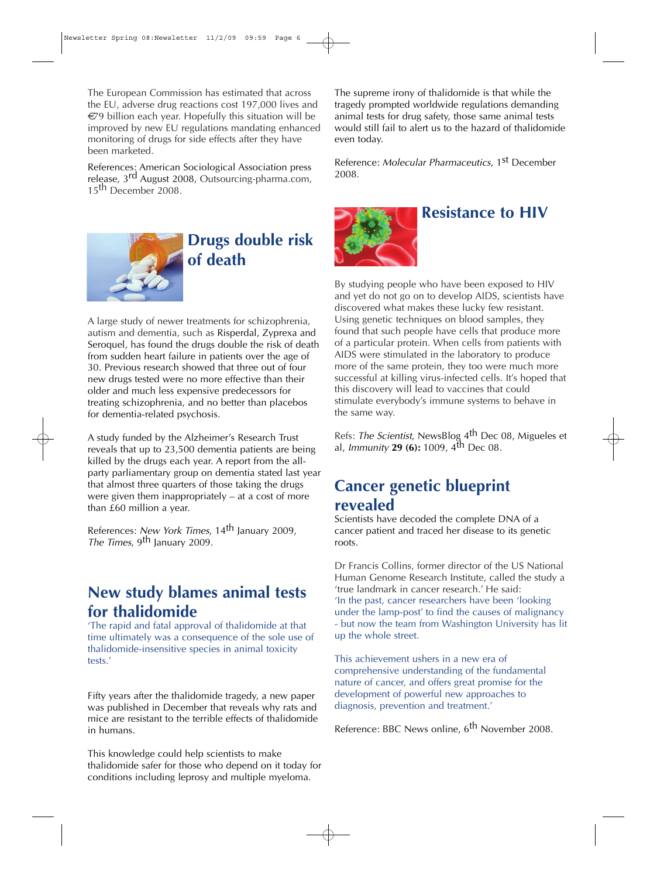The European Commission has estimated that across the EU, adverse drug reactions cost 197,000 lives and €79 billion each year. Hopefully this situation will be improved by new EU regulations mandating enhanced monitoring of drugs for side effects after they have been marketed.

References: American Sociological Association press release, 3rd August 2008, Outsourcing-pharma.com, 15th December 2008.

## Drugs double risk of death

A large study of newer treatments for schizophrenia, autism and dementia, such as Risperdal, Zyprexa and Seroquel, has found the drugs double the risk of death from sudden heart failure in patients over the age of 30. Previous research showed that three out of four new drugs tested were no more effective than their older and much less expensive predecessors for treating schizophrenia, and no better than placebos for dementia-related psychosis.

A study funded by the Alzheimer's Research Trust reveals that up to 23,500 dementia patients are being killed by the drugs each year. A report from the all-party parliamentary group on dementia stated last year that almost three quarters of those taking the drugs were given them inappropriately – at a cost of more than £60 million a year.

References: *New York Times*, 14th January 2009, *The Times*, 9th January 2009.

## New study blames animal tests for thalidomide

'The rapid and fatal approval of thalidomide at that time ultimately was a consequence of the sole use of thalidomide-insensitive species in animal toxicity tests.'

Fifty years after the thalidomide tragedy, a new paper was published in December that reveals why rats and mice are resistant to the terrible effects of thalidomide in humans.

This knowledge could help scientists to make thalidomide safer for those who depend on it today for conditions including leprosy and multiple myeloma.

The supreme irony of thalidomide is that while the tragedy prompted worldwide regulations demanding animal tests for drug safety, those same animal tests would still fail to alert us to the hazard of thalidomide even today.

Reference: *Molecular Pharmaceutics*, 1st December 2008.

## Resistance to HIV

By studying people who have been exposed to HIV and yet do not go on to develop AIDS, scientists have discovered what makes these lucky few resistant. Using genetic techniques on blood samples, they found that such people have cells that produce more of a particular protein. When cells from patients with AIDS were stimulated in the laboratory to produce more of the same protein, they too were much more successful at killing virus-infected cells. It's hoped that this discovery will lead to vaccines that could stimulate everybody's immune systems to behave in the same way.

Refs: *The Scientist*, NewsBlog 4th Dec 08, Migueles et al, *Immunity* **29 (6):** 1009, 4th Dec 08.

## Cancer genetic blueprint revealed

Scientists have decoded the complete DNA of a cancer patient and traced her disease to its genetic roots.

Dr Francis Collins, former director of the US National Human Genome Research Institute, called the study a 'true landmark in cancer research.' He said:

'In the past, cancer researchers have been 'looking under the lamp-post' to find the causes of malignancy - but now the team from Washington University has lit up the whole street.

This achievement ushers in a new era of comprehensive understanding of the fundamental nature of cancer, and offers great promise for the development of powerful new approaches to diagnosis, prevention and treatment.'

Reference: BBC News online, 6th November 2008.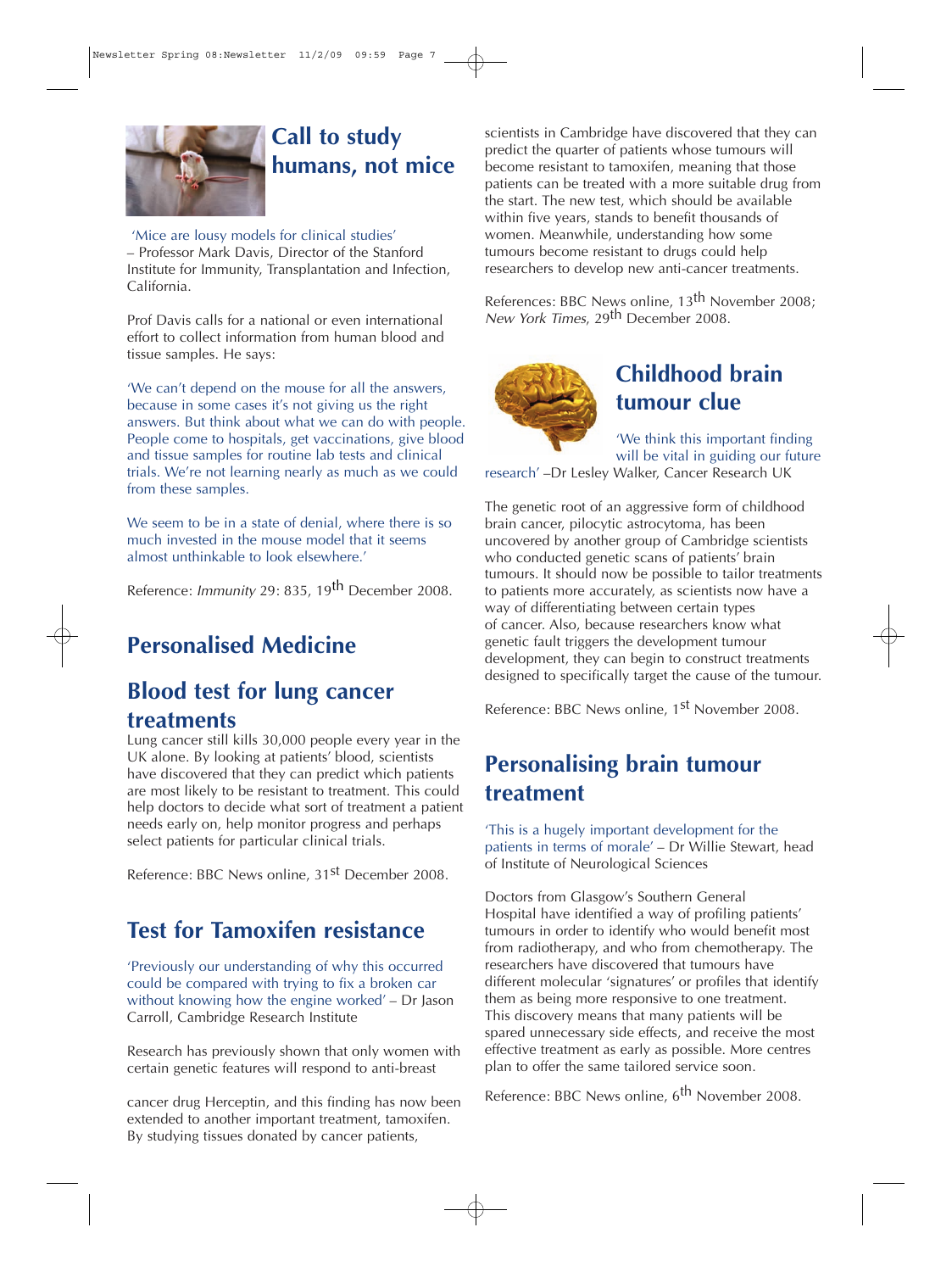## Call to study humans, not mice

'Mice are lousy models for clinical studies' – Professor Mark Davis, Director of the Stanford Institute for Immunity, Transplantation and Infection, California.

Prof Davis calls for a national or even international effort to collect information from human blood and tissue samples. He says:

'We can't depend on the mouse for all the answers, because in some cases it's not giving us the right answers. But think about what we can do with people. People come to hospitals, get vaccinations, give blood and tissue samples for routine lab tests and clinical trials. We're not learning nearly as much as we could from these samples.

We seem to be in a state of denial, where there is so much invested in the mouse model that it seems almost unthinkable to look elsewhere.'

Reference: *Immunity* 29: 835, 19th December 2008.

# Personalised Medicine

## Blood test for lung cancer treatments

Lung cancer still kills 30,000 people every year in the UK alone. By looking at patients' blood, scientists have discovered that they can predict which patients are most likely to be resistant to treatment. This could help doctors to decide what sort of treatment a patient needs early on, help monitor progress and perhaps select patients for particular clinical trials.

Reference: BBC News online, 31st December 2008.

## Test for Tamoxifen resistance

'Previously our understanding of why this occurred could be compared with trying to fix a broken car without knowing how the engine worked' – Dr Jason Carroll, Cambridge Research Institute

Research has previously shown that only women with certain genetic features will respond to anti-breast cancer drug Herceptin, and this finding has now been extended to another important treatment, tamoxifen. By studying tissues donated by cancer patients, scientists in Cambridge have discovered that they can predict the quarter of patients whose tumours will become resistant to tamoxifen, meaning that those patients can be treated with a more suitable drug from the start. The new test, which should be available within five years, stands to benefit thousands of women. Meanwhile, understanding how some tumours become resistant to drugs could help researchers to develop new anti-cancer treatments.

References: BBC News online, 13th November 2008; *New York Times*, 29th December 2008.

## Childhood brain tumour clue

'We think this important finding will be vital in guiding our future research' –Dr Lesley Walker, Cancer Research UK

The genetic root of an aggressive form of childhood brain cancer, pilocytic astrocytoma, has been uncovered by another group of Cambridge scientists who conducted genetic scans of patients' brain tumours. It should now be possible to tailor treatments to patients more accurately, as scientists now have a way of differentiating between certain types of cancer. Also, because researchers know what genetic fault triggers the development tumour development, they can begin to construct treatments designed to specifically target the cause of the tumour.

Reference: BBC News online, 1st November 2008.

## Personalising brain tumour treatment

'This is a hugely important development for the patients in terms of morale' – Dr Willie Stewart, head of Institute of Neurological Sciences

Doctors from Glasgow's Southern General Hospital have identified a way of profiling patients' tumours in order to identify who would benefit most from radiotherapy, and who from chemotherapy. The researchers have discovered that tumours have different molecular 'signatures' or profiles that identify them as being more responsive to one treatment. This discovery means that many patients will be spared unnecessary side effects, and receive the most effective treatment as early as possible. More centres plan to offer the same tailored service soon.

Reference: BBC News online, 6th November 2008.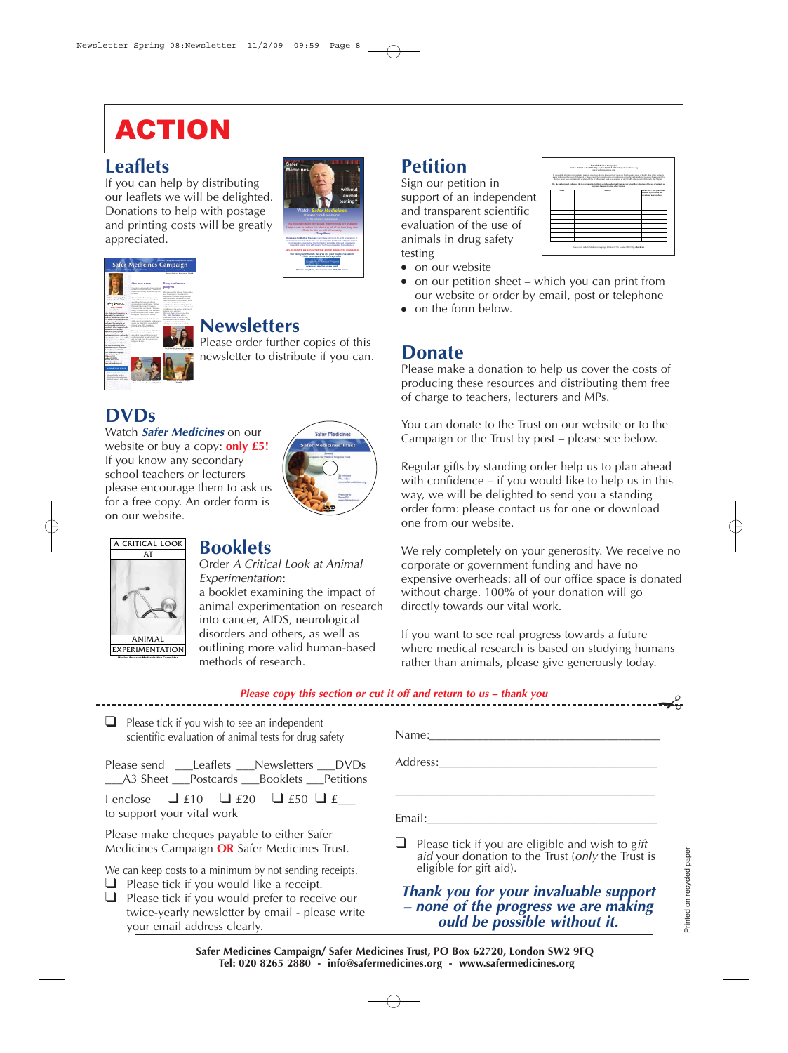# ACTION

## Leaflets

If you can help by distributing our leaflets we will be delighted. Donations to help with postage and printing costs will be greatly appreciated.

## Newsletters

Please order further copies of this newsletter to distribute if you can.

## DVDs

Watch ***Safer Medicines*** on our website or buy a copy: **only £5!** If you know any secondary school teachers or lecturers please encourage them to ask us for a free copy. An order form is on our website.

## Booklets

Order *A Critical Look at Animal Experimentation*: a booklet examining the impact of animal experimentation on research into cancer, AIDS, neurological disorders and others, as well as outlining more valid human-based methods of research.

## Petition

Sign our petition in support of an independent and transparent scientific evaluation of the use of animals in drug safety testing

- on our website
- on our petition sheet – which you can print from our website or order by email, post or telephone
- on the form below.

## Donate

Please make a donation to help us cover the costs of producing these resources and distributing them free of charge to teachers, lecturers and MPs.

You can donate to the Trust on our website or to the Campaign or the Trust by post – please see below.

Regular gifts by standing order help us to plan ahead with confidence – if you would like to help us in this way, we will be delighted to send you a standing order form: please contact us for one or download one from our website.

We rely completely on your generosity. We receive no corporate or government funding and have no expensive overheads: all of our office space is donated without charge. 100% of your donation will go directly towards our vital work.

If you want to see real progress towards a future where medical research is based on studying humans rather than animals, please give generously today.

***Please copy this section or cut it off and return to us – thank you***

❑ Please tick if you wish to see an independent scientific evaluation of animal tests for drug safety

Please send ___Leaflets ___Newsletters ___DVDs ___A3 Sheet ___Postcards ___Booklets ___Petitions

I enclose ❑ £10 ❑ £20 ❑ £50 ❑ £___ to support your vital work

Please make cheques payable to either Safer Medicines Campaign **OR** Safer Medicines Trust.

We can keep costs to a minimum by not sending receipts.

❑ Please tick if you would like a receipt.

❑ Please tick if you would prefer to receive our twice-yearly newsletter by email - please write your email address clearly.

Name:______________________________________

Address:____________________________________

___________________________________________

Email:______________________________________

❑ Please tick if you are eligible and wish to *gift aid* your donation to the Trust (*only* the Trust is eligible for gift aid).

***Thank you for your invaluable support – none of the progress we are making ould be possible without it.***

**Safer Medicines Campaign/ Safer Medicines Trust, PO Box 62720, London SW2 9FQ**
**Tel: 020 8265 2880 - info@safermedicines.org - www.safermedicines.org**

Printed on recycled paper